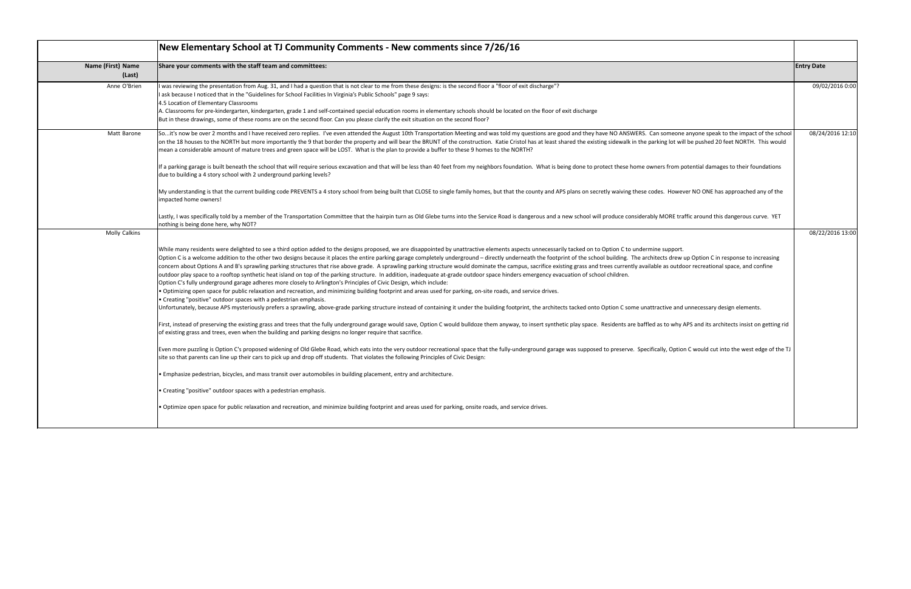# New Elementary School at TJ Community Comments - New comments since 7/26/16

| Name (First) Name (Last) | Share your comments with the staff team and committees: | Entry Date |
|---|---|---|
| Anne O'Brien | I was reviewing the presentation from Aug. 31, and I had a question that is not clear to me from these designs: is the second floor a "floor of exit discharge"?<br>I ask because I noticed that in the "Guidelines for School Facilities In Virginia's Public Schools" page 9 says:<br>4.5 Location of Elementary Classrooms<br>A. Classrooms for pre-kindergarten, kindergarten, grade 1 and self-contained special education rooms in elementary schools should be located on the floor of exit discharge<br>But in these drawings, some of these rooms are on the second floor. Can you please clarify the exit situation on the second floor? | 09/02/2016 0:00 |
| Matt Barone | So...it's now be over 2 months and I have received zero replies. I've even attended the August 10th Transportation Meeting and was told my questions are good and they have NO ANSWERS. Can someone anyone speak to the impact of the school on the 18 houses to the NORTH but more importantly the 9 that border the property and will bear the BRUNT of the construction. Katie Cristol has at least shared the existing sidewalk in the parking lot will be pushed 20 feet NORTH. This would mean a considerable amount of mature trees and green space will be LOST. What is the plan to provide a buffer to these 9 homes to the NORTH?<br><br>If a parking garage is built beneath the school that will require serious excavation and that will be less than 40 feet from my neighbors foundation. What is being done to protect these home owners from potential damages to their foundations due to building a 4 story school with 2 underground parking levels?<br><br>My understanding is that the current building code PREVENTS a 4 story school from being built that CLOSE to single family homes, but that the county and APS plans on secretly waiving these codes. However NO ONE has approached any of the impacted home owners!<br><br>Lastly, I was specifically told by a member of the Transportation Committee that the hairpin turn as Old Glebe turns into the Service Road is dangerous and a new school will produce considerably MORE traffic around this dangerous curve. YET nothing is being done here, why NOT? | 08/24/2016 12:10 |
| Molly Calkins | While many residents were delighted to see a third option added to the designs proposed, we are disappointed by unattractive elements aspects unnecessarily tacked on to Option C to undermine support.<br>Option C is a welcome addition to the other two designs because it places the entire parking garage completely underground – directly underneath the footprint of the school building. The architects drew up Option C in response to increasing concern about Options A and B's sprawling parking structures that rise above grade. A sprawling parking structure would dominate the campus, sacrifice existing grass and trees currently available as outdoor recreational space, and confine outdoor play space to a rooftop synthetic heat island on top of the parking structure. In addition, inadequate at-grade outdoor space hinders emergency evacuation of school children.<br>Option C's fully underground garage adheres more closely to Arlington's Principles of Civic Design, which include:<br>• Optimizing open space for public relaxation and recreation, and minimizing building footprint and areas used for parking, on-site roads, and service drives.<br>• Creating "positive" outdoor spaces with a pedestrian emphasis.<br>Unfortunately, because APS mysteriously prefers a sprawling, above-grade parking structure instead of containing it under the building footprint, the architects tacked onto Option C some unattractive and unnecessary design elements.<br><br>First, instead of preserving the existing grass and trees that the fully underground garage would save, Option C would bulldoze them anyway, to insert synthetic play space. Residents are baffled as to why APS and its architects insist on getting rid of existing grass and trees, even when the building and parking designs no longer require that sacrifice.<br><br>Even more puzzling is Option C's proposed widening of Old Glebe Road, which eats into the very outdoor recreational space that the fully-underground garage was supposed to preserve. Specifically, Option C would cut into the west edge of the TJ site so that parents can line up their cars to pick up and drop off students. That violates the following Principles of Civic Design:<br><br>• Emphasize pedestrian, bicycles, and mass transit over automobiles in building placement, entry and architecture.<br><br>• Creating "positive" outdoor spaces with a pedestrian emphasis.<br><br>• Optimize open space for public relaxation and recreation, and minimize building footprint and areas used for parking, onsite roads, and service drives. | 08/22/2016 13:00 |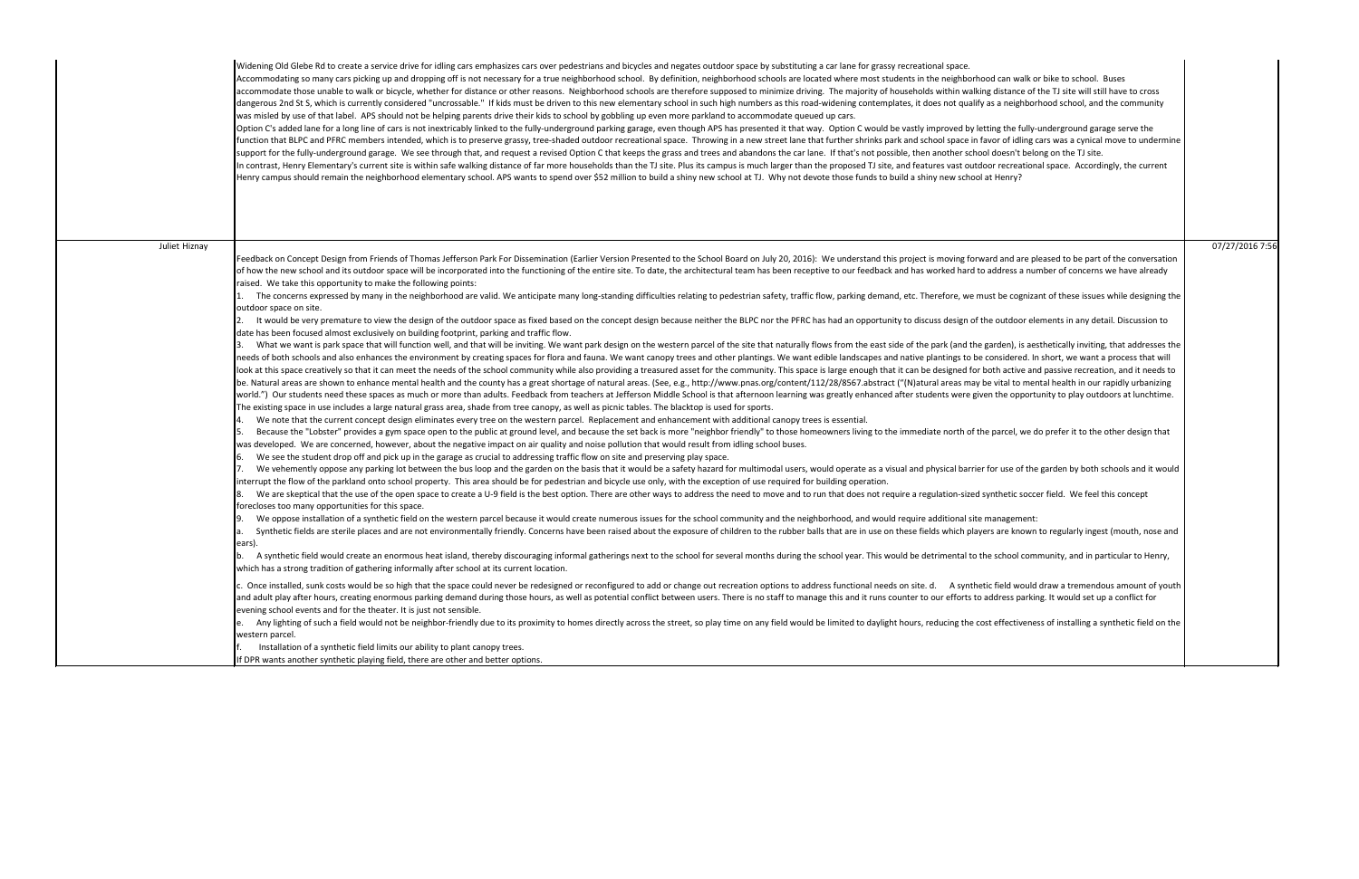| | | |
|---|---|---|
| | Widening Old Glebe Rd to create a service drive for idling cars emphasizes cars over pedestrians and bicycles and negates outdoor space by substituting a car lane for grassy recreational space.<br>Accommodating so many cars picking up and dropping off is not necessary for a true neighborhood school. By definition, neighborhood schools are located where most students in the neighborhood can walk or bike to school. Buses accommodate those unable to walk or bicycle, whether for distance or other reasons. Neighborhood schools are therefore supposed to minimize driving. The majority of households within walking distance of the TJ site will still have to cross dangerous 2nd St S, which is currently considered "uncrossable." If kids must be driven to this new elementary school in such high numbers as this road-widening contemplates, it does not qualify as a neighborhood school, and the community was misled by use of that label. APS should not be helping parents drive their kids to school by gobbling up even more parkland to accommodate queued up cars.<br>Option C's added lane for a long line of cars is not inextricably linked to the fully-underground parking garage, even though APS has presented it that way. Option C would be vastly improved by letting the fully-underground garage serve the function that BLPC and PFRC members intended, which is to preserve grassy, tree-shaded outdoor recreational space. Throwing in a new street lane that further shrinks park and school space in favor of idling cars was a cynical move to undermine support for the fully-underground garage. We see through that, and request a revised Option C that keeps the grass and trees and abandons the car lane. If that's not possible, then another school doesn't belong on the TJ site.<br>In contrast, Henry Elementary's current site is within safe walking distance of far more households than the TJ site. Plus its campus is much larger than the proposed TJ site, and features vast outdoor recreational space. Accordingly, the current Henry campus should remain the neighborhood elementary school. APS wants to spend over $52 million to build a shiny new school at TJ. Why not devote those funds to build a shiny new school at Henry? | |
| Juliet Hiznay | Feedback on Concept Design from Friends of Thomas Jefferson Park For Dissemination (Earlier Version Presented to the School Board on July 20, 2016): We understand this project is moving forward and are pleased to be part of the conversation of how the new school and its outdoor space will be incorporated into the functioning of the entire site. To date, the architectural team has been receptive to our feedback and has worked hard to address a number of concerns we have already raised. We take this opportunity to make the following points:<br>1. The concerns expressed by many in the neighborhood are valid. We anticipate many long-standing difficulties relating to pedestrian safety, traffic flow, parking demand, etc. Therefore, we must be cognizant of these issues while designing the outdoor space on site.<br>2. It would be very premature to view the design of the outdoor space as fixed based on the concept design because neither the BLPC nor the PFRC has had an opportunity to discuss design of the outdoor elements in any detail. Discussion to date has been focused almost exclusively on building footprint, parking and traffic flow.<br>3. What we want is park space that will function well, and that will be inviting. We want park design on the western parcel of the site that naturally flows from the east side of the park (and the garden), is aesthetically inviting, that addresses the needs of both schools and also enhances the environment by creating spaces for flora and fauna. We want canopy trees and other plantings. We want edible landscapes and native plantings to be considered. In short, we want a process that will look at this space creatively so that it can meet the needs of the school community while also providing a treasured asset for the community. This space is large enough that it can be designed for both active and passive recreation, and it needs to be. Natural areas are shown to enhance mental health and the county has a great shortage of natural areas. (See, e.g., http://www.pnas.org/content/112/28/8567.abstract ("(N)atural areas may be vital to mental health in our rapidly urbanizing world.") Our students need these spaces as much or more than adults. Feedback from teachers at Jefferson Middle School is that afternoon learning was greatly enhanced after students were given the opportunity to play outdoors at lunchtime. The existing space in use includes a large natural grass area, shade from tree canopy, as well as picnic tables. The blacktop is used for sports.<br>4. We note that the current concept design eliminates every tree on the western parcel. Replacement and enhancement with additional canopy trees is essential.<br>5. Because the "Lobster" provides a gym space open to the public at ground level, and because the set back is more "neighbor friendly" to those homeowners living to the immediate north of the parcel, we do prefer it to the other design that was developed. We are concerned, however, about the negative impact on air quality and noise pollution that would result from idling school buses.<br>6. We see the student drop off and pick up in the garage as crucial to addressing traffic flow on site and preserving play space.<br>7. We vehemently oppose any parking lot between the bus loop and the garden on the basis that it would be a safety hazard for multimodal users, would operate as a visual and physical barrier for use of the garden by both schools and it would interrupt the flow of the parkland onto school property. This area should be for pedestrian and bicycle use only, with the exception of use required for building operation.<br>8. We are skeptical that the use of the open space to create a U-9 field is the best option. There are other ways to address the need to move and to run that does not require a regulation-sized synthetic soccer field. We feel this concept forecloses too many opportunities for this space.<br>9. We oppose installation of a synthetic field on the western parcel because it would create numerous issues for the school community and the neighborhood, and would require additional site management:<br>a. Synthetic fields are sterile places and are not environmentally friendly. Concerns have been raised about the exposure of children to the rubber balls that are in use on these fields which players are known to regularly ingest (mouth, nose and ears).<br>b. A synthetic field would create an enormous heat island, thereby discouraging informal gatherings next to the school for several months during the school year. This would be detrimental to the school community, and in particular to Henry, which has a strong tradition of gathering informally after school at its current location.<br>c. Once installed, sunk costs would be so high that the space could never be redesigned or reconfigured to add or change out recreation options to address functional needs on site. d. A synthetic field would draw a tremendous amount of youth and adult play after hours, creating enormous parking demand during those hours, as well as potential conflict between users. There is no staff to manage this and it runs counter to our efforts to address parking. It would set up a conflict for evening school events and for the theater. It is just not sensible.<br>e. Any lighting of such a field would not be neighbor-friendly due to its proximity to homes directly across the street, so play time on any field would be limited to daylight hours, reducing the cost effectiveness of installing a synthetic field on the western parcel.<br>f. Installation of a synthetic field limits our ability to plant canopy trees.<br>If DPR wants another synthetic playing field, there are other and better options. | 07/27/2016 7:56 |